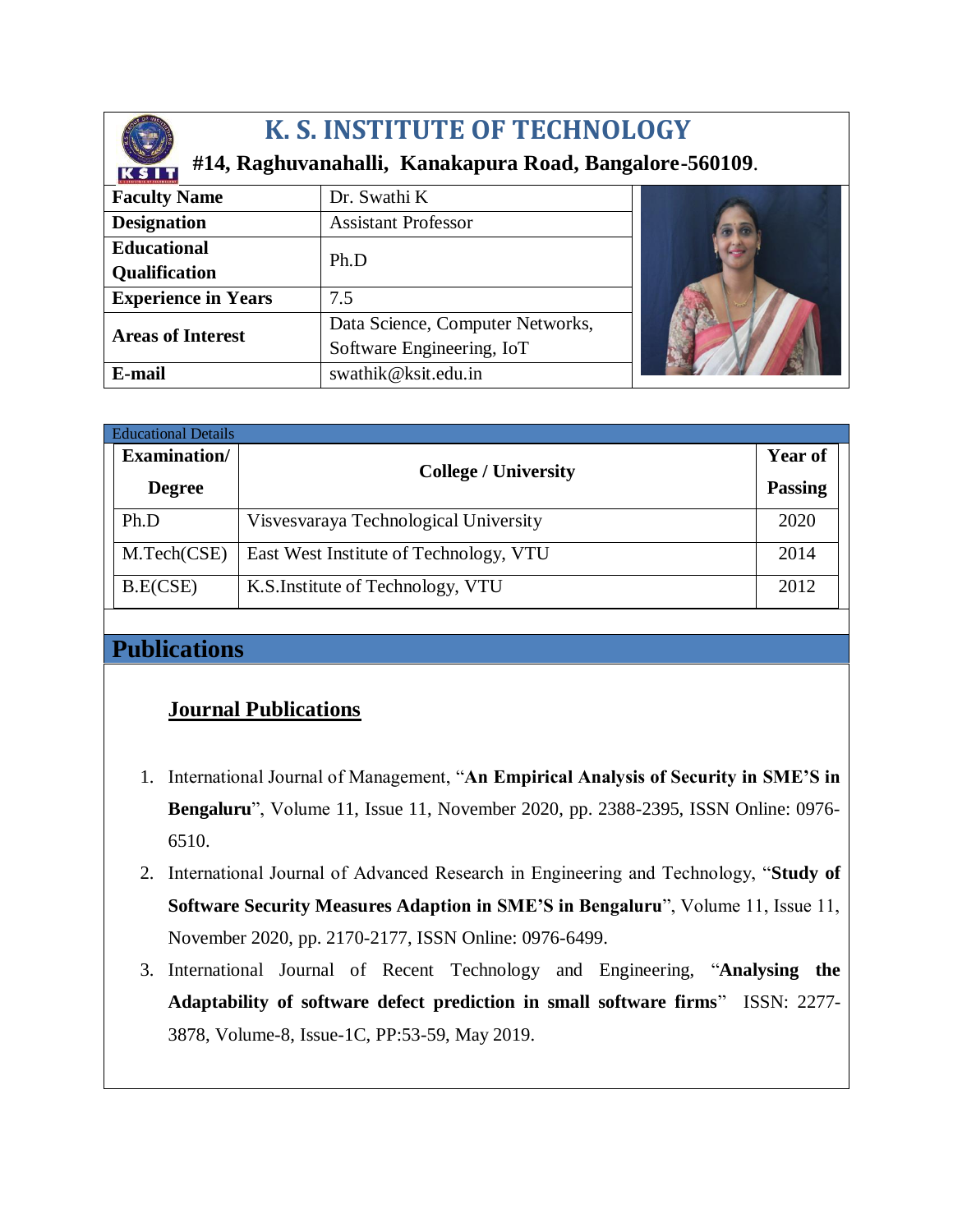# K. S. INSTITUTE OF TECHNOLOGY

**#14, Raghuvanahalli, Kanakapura Road, Bangalore-560109.**

| | |
|---|---|
| **Faculty Name** | Dr. Swathi K |
| **Designation** | Assistant Professor |
| **Educational Qualification** | Ph.D |
| **Experience in Years** | 7.5 |
| **Areas of Interest** | Data Science, Computer Networks, Software Engineering, IoT |
| **E-mail** | swathik@ksit.edu.in |

Educational Details

| Examination/ Degree | College / University | Year of Passing |
|---|---|---|
| Ph.D | Visvesvaraya Technological University | 2020 |
| M.Tech(CSE) | East West Institute of Technology, VTU | 2014 |
| B.E(CSE) | K.S.Institute of Technology, VTU | 2012 |

## Publications

### Journal Publications

1. International Journal of Management, "**An Empirical Analysis of Security in SME'S in Bengaluru**", Volume 11, Issue 11, November 2020, pp. 2388-2395, ISSN Online: 0976-6510.
2. International Journal of Advanced Research in Engineering and Technology, "**Study of Software Security Measures Adaption in SME'S in Bengaluru**", Volume 11, Issue 11, November 2020, pp. 2170-2177, ISSN Online: 0976-6499.
3. International Journal of Recent Technology and Engineering, "**Analysing the Adaptability of software defect prediction in small software firms**" ISSN: 2277-3878, Volume-8, Issue-1C, PP:53-59, May 2019.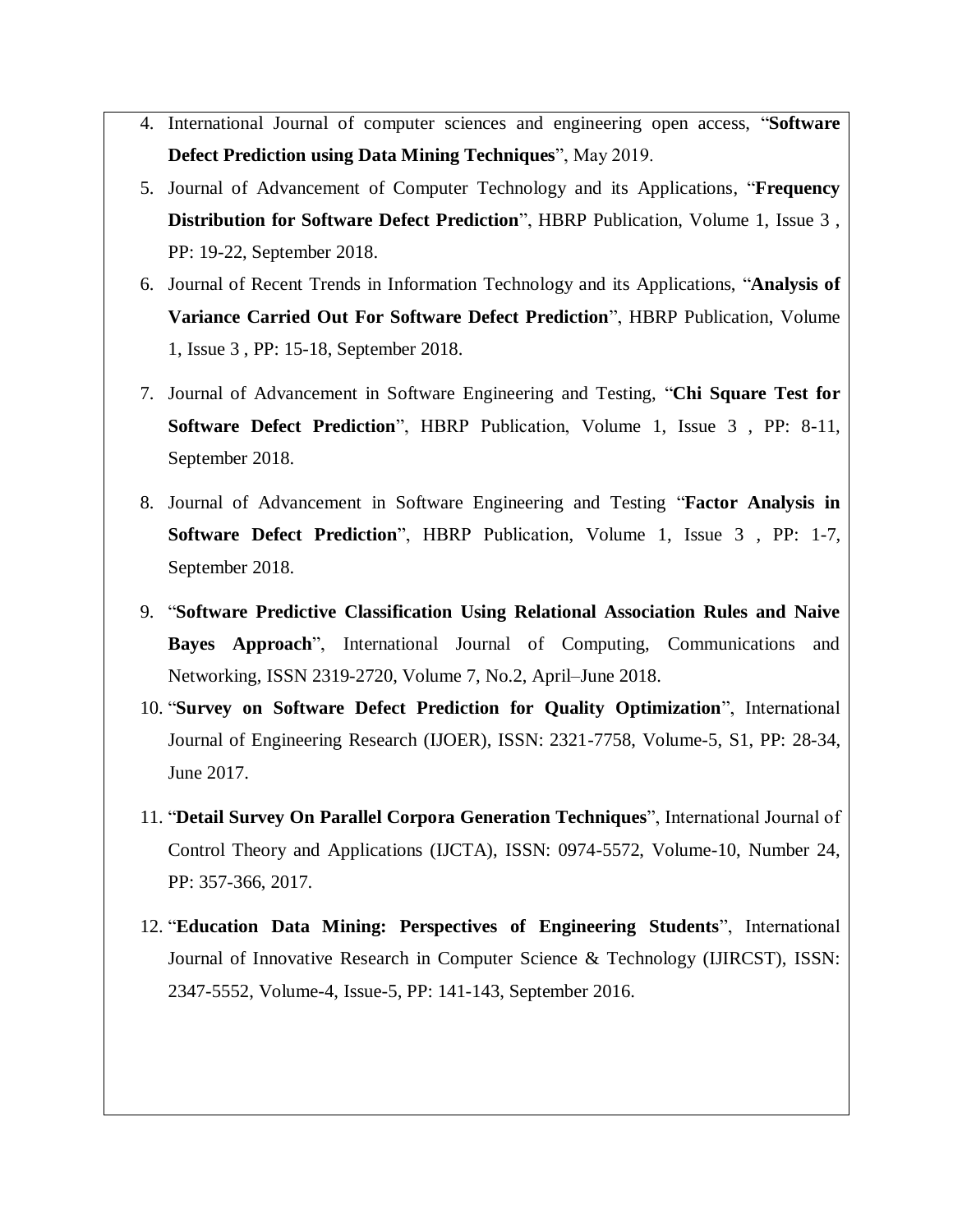4. International Journal of computer sciences and engineering open access, "**Software Defect Prediction using Data Mining Techniques**", May 2019.
5. Journal of Advancement of Computer Technology and its Applications, "**Frequency Distribution for Software Defect Prediction**", HBRP Publication, Volume 1, Issue 3 , PP: 19-22, September 2018.
6. Journal of Recent Trends in Information Technology and its Applications, "**Analysis of Variance Carried Out For Software Defect Prediction**", HBRP Publication, Volume 1, Issue 3 , PP: 15-18, September 2018.
7. Journal of Advancement in Software Engineering and Testing, "**Chi Square Test for Software Defect Prediction**", HBRP Publication, Volume 1, Issue 3 , PP: 8-11, September 2018.
8. Journal of Advancement in Software Engineering and Testing "**Factor Analysis in Software Defect Prediction**", HBRP Publication, Volume 1, Issue 3 , PP: 1-7, September 2018.
9. "**Software Predictive Classification Using Relational Association Rules and Naive Bayes Approach**", International Journal of Computing, Communications and Networking, ISSN 2319-2720, Volume 7, No.2, April–June 2018.
10. "**Survey on Software Defect Prediction for Quality Optimization**", International Journal of Engineering Research (IJOER), ISSN: 2321-7758, Volume-5, S1, PP: 28-34, June 2017.
11. "**Detail Survey On Parallel Corpora Generation Techniques**", International Journal of Control Theory and Applications (IJCTA), ISSN: 0974-5572, Volume-10, Number 24, PP: 357-366, 2017.
12. "**Education Data Mining: Perspectives of Engineering Students**", International Journal of Innovative Research in Computer Science & Technology (IJIRCST), ISSN: 2347-5552, Volume-4, Issue-5, PP: 141-143, September 2016.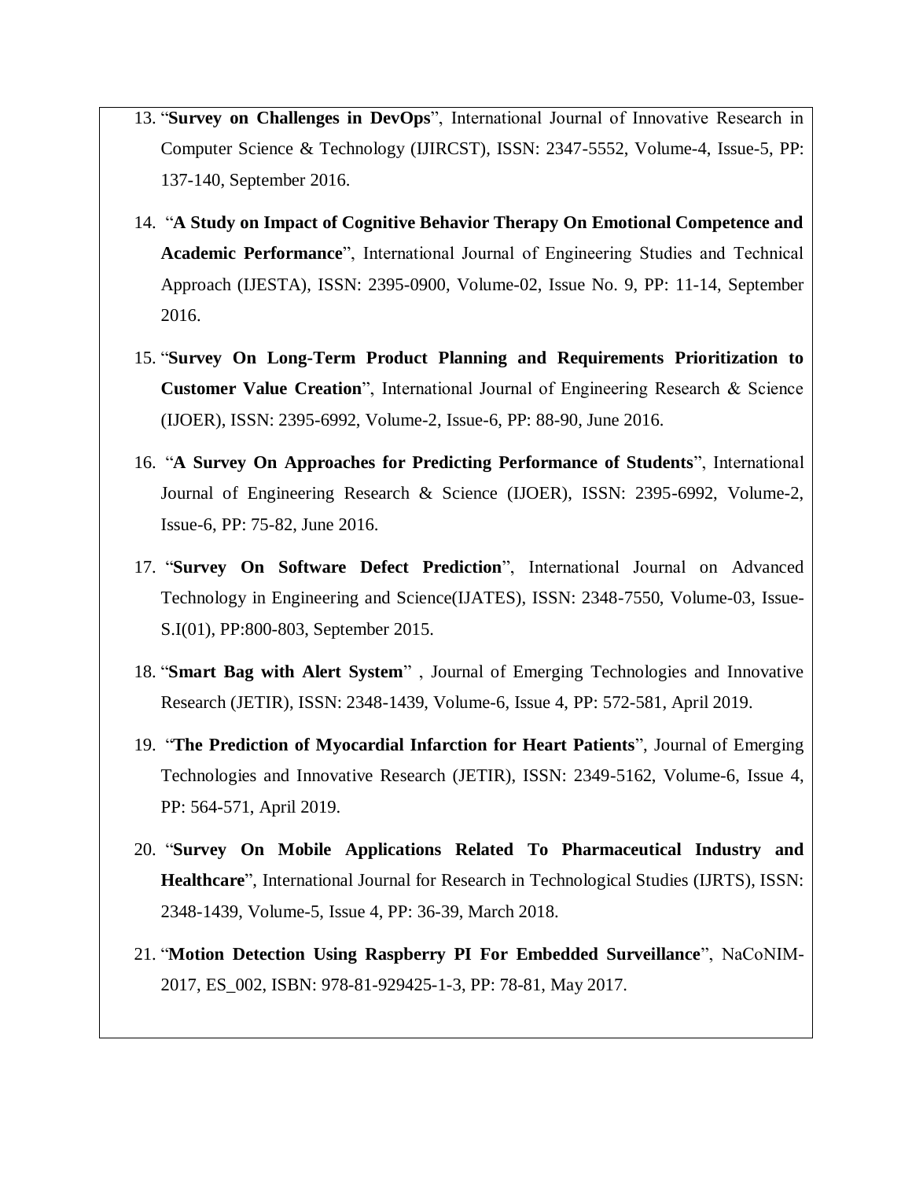13. "**Survey on Challenges in DevOps**", International Journal of Innovative Research in Computer Science & Technology (IJIRCST), ISSN: 2347-5552, Volume-4, Issue-5, PP: 137-140, September 2016.
14. "**A Study on Impact of Cognitive Behavior Therapy On Emotional Competence and Academic Performance**", International Journal of Engineering Studies and Technical Approach (IJESTA), ISSN: 2395-0900, Volume-02, Issue No. 9, PP: 11-14, September 2016.
15. "**Survey On Long-Term Product Planning and Requirements Prioritization to Customer Value Creation**", International Journal of Engineering Research & Science (IJOER), ISSN: 2395-6992, Volume-2, Issue-6, PP: 88-90, June 2016.
16. "**A Survey On Approaches for Predicting Performance of Students**", International Journal of Engineering Research & Science (IJOER), ISSN: 2395-6992, Volume-2, Issue-6, PP: 75-82, June 2016.
17. "**Survey On Software Defect Prediction**", International Journal on Advanced Technology in Engineering and Science(IJATES), ISSN: 2348-7550, Volume-03, Issue-S.I(01), PP:800-803, September 2015.
18. "**Smart Bag with Alert System**" , Journal of Emerging Technologies and Innovative Research (JETIR), ISSN: 2348-1439, Volume-6, Issue 4, PP: 572-581, April 2019.
19. "**The Prediction of Myocardial Infarction for Heart Patients**", Journal of Emerging Technologies and Innovative Research (JETIR), ISSN: 2349-5162, Volume-6, Issue 4, PP: 564-571, April 2019.
20. "**Survey On Mobile Applications Related To Pharmaceutical Industry and Healthcare**", International Journal for Research in Technological Studies (IJRTS), ISSN: 2348-1439, Volume-5, Issue 4, PP: 36-39, March 2018.
21. "**Motion Detection Using Raspberry PI For Embedded Surveillance**", NaCoNIM-2017, ES_002, ISBN: 978-81-929425-1-3, PP: 78-81, May 2017.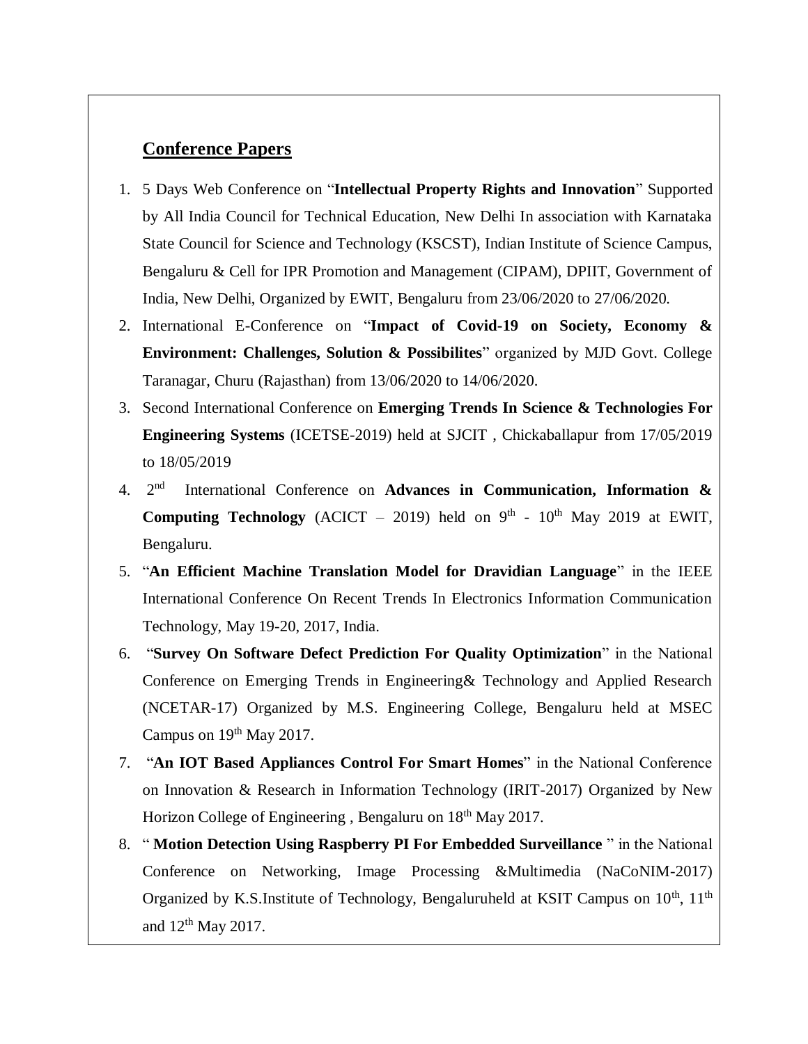## Conference Papers

1. 5 Days Web Conference on "**Intellectual Property Rights and Innovation**" Supported by All India Council for Technical Education, New Delhi In association with Karnataka State Council for Science and Technology (KSCST), Indian Institute of Science Campus, Bengaluru & Cell for IPR Promotion and Management (CIPAM), DPIIT, Government of India, New Delhi, Organized by EWIT, Bengaluru from 23/06/2020 to 27/06/2020.
2. International E-Conference on "**Impact of Covid-19 on Society, Economy & Environment: Challenges, Solution & Possibilites**" organized by MJD Govt. College Taranagar, Churu (Rajasthan) from 13/06/2020 to 14/06/2020.
3. Second International Conference on **Emerging Trends In Science & Technologies For Engineering Systems** (ICETSE-2019) held at SJCIT , Chickaballapur from 17/05/2019 to 18/05/2019
4. 2nd International Conference on **Advances in Communication, Information & Computing Technology** (ACICT – 2019) held on 9th - 10th May 2019 at EWIT, Bengaluru.
5. "**An Efficient Machine Translation Model for Dravidian Language**" in the IEEE International Conference On Recent Trends In Electronics Information Communication Technology, May 19-20, 2017, India.
6. "**Survey On Software Defect Prediction For Quality Optimization**" in the National Conference on Emerging Trends in Engineering& Technology and Applied Research (NCETAR-17) Organized by M.S. Engineering College, Bengaluru held at MSEC Campus on 19th May 2017.
7. "**An IOT Based Appliances Control For Smart Homes**" in the National Conference on Innovation & Research in Information Technology (IRIT-2017) Organized by New Horizon College of Engineering , Bengaluru on 18th May 2017.
8. " **Motion Detection Using Raspberry PI For Embedded Surveillance** " in the National Conference on Networking, Image Processing &Multimedia (NaCoNIM-2017) Organized by K.S.Institute of Technology, Bengaluruheld at KSIT Campus on 10th, 11th and 12th May 2017.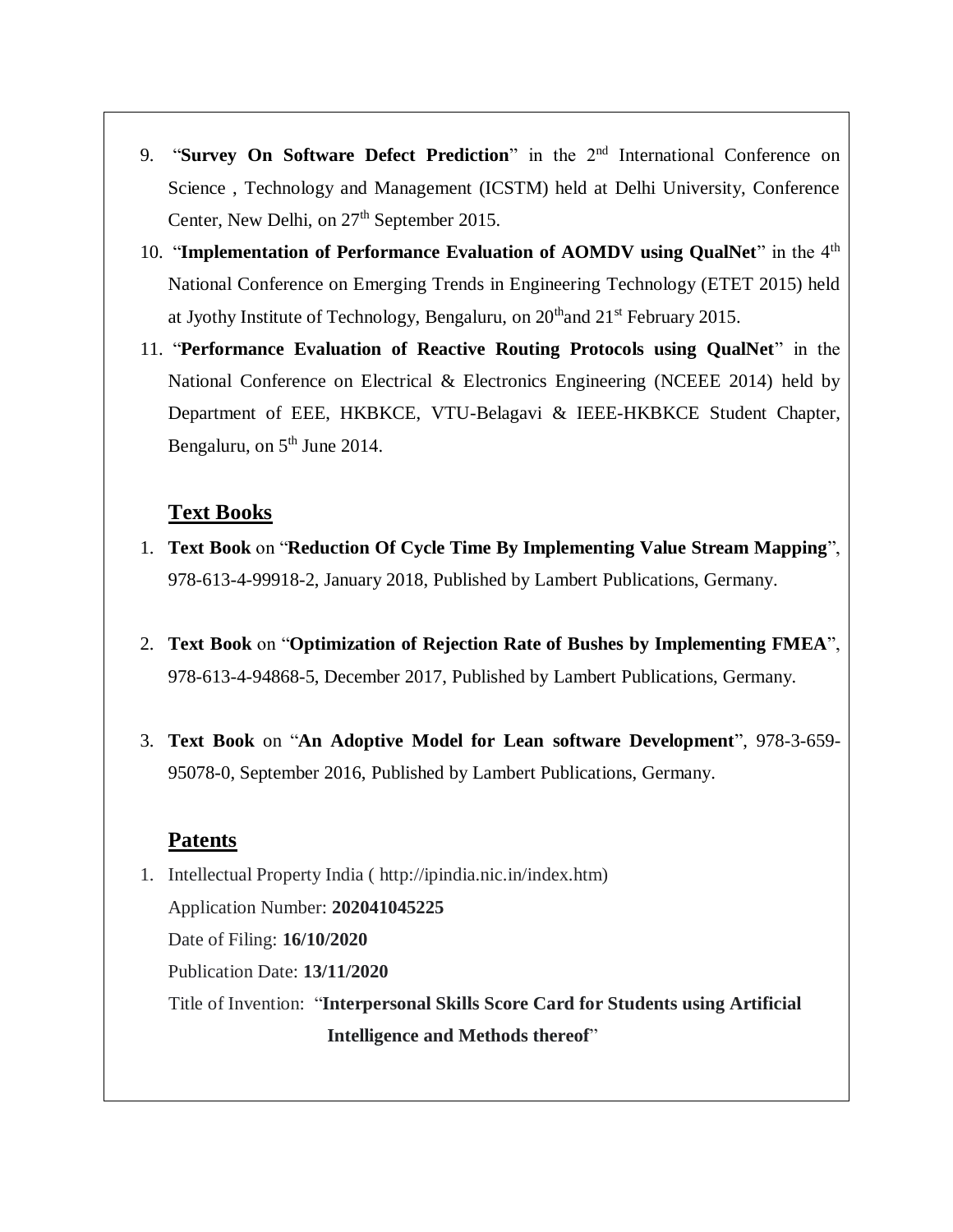9. "**Survey On Software Defect Prediction**" in the 2nd International Conference on Science , Technology and Management (ICSTM) held at Delhi University, Conference Center, New Delhi, on 27th September 2015.
10. "**Implementation of Performance Evaluation of AOMDV using QualNet**" in the 4th National Conference on Emerging Trends in Engineering Technology (ETET 2015) held at Jyothy Institute of Technology, Bengaluru, on 20th and 21st February 2015.
11. "**Performance Evaluation of Reactive Routing Protocols using QualNet**" in the National Conference on Electrical & Electronics Engineering (NCEEE 2014) held by Department of EEE, HKBKCE, VTU-Belagavi & IEEE-HKBKCE Student Chapter, Bengaluru, on 5th June 2014.

## Text Books

1. **Text Book** on "**Reduction Of Cycle Time By Implementing Value Stream Mapping**", 978-613-4-99918-2, January 2018, Published by Lambert Publications, Germany.

2. **Text Book** on "**Optimization of Rejection Rate of Bushes by Implementing FMEA**", 978-613-4-94868-5, December 2017, Published by Lambert Publications, Germany.

3. **Text Book** on "**An Adoptive Model for Lean software Development**", 978-3-659-95078-0, September 2016, Published by Lambert Publications, Germany.

## Patents

1. Intellectual Property India ( http://ipindia.nic.in/index.htm)

   Application Number: **202041045225**

   Date of Filing: **16/10/2020**

   Publication Date: **13/11/2020**

   Title of Invention: "**Interpersonal Skills Score Card for Students using Artificial Intelligence and Methods thereof**"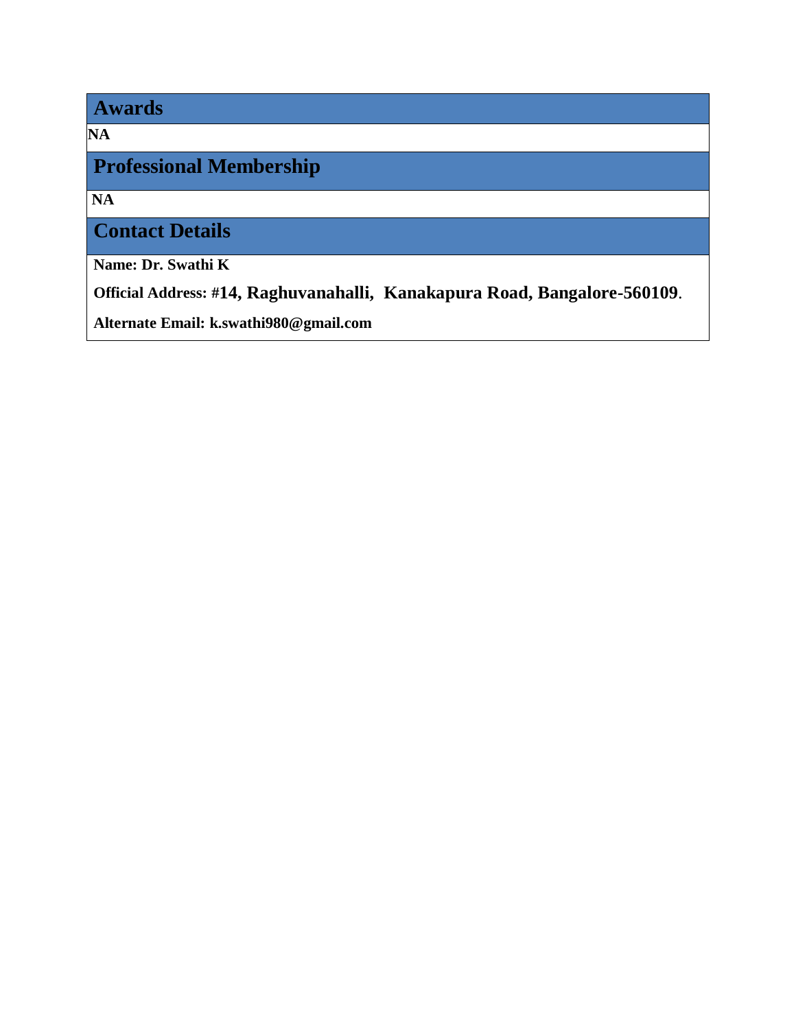## Awards

**NA**

## Professional Membership

**NA**

## Contact Details

**Name: Dr. Swathi K**

**Official Address: #14, Raghuvanahalli, Kanakapura Road, Bangalore-560109**.

**Alternate Email: k.swathi980@gmail.com**